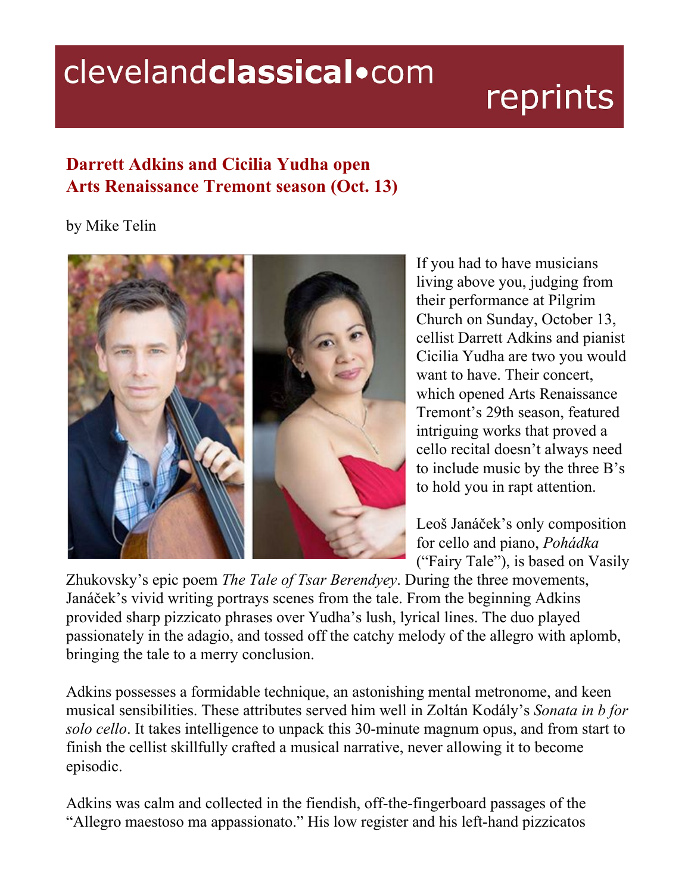clevelandclassical•com reprints

## Darrett Adkins and Cicilia Yudha open Arts Renaissance Tremont season (Oct. 13)

by Mike Telin

If you had to have musicians living above you, judging from their performance at Pilgrim Church on Sunday, October 13, cellist Darrett Adkins and pianist Cicilia Yudha are two you would want to have. Their concert, which opened Arts Renaissance Tremont's 29th season, featured intriguing works that proved a cello recital doesn't always need to include music by the three B's to hold you in rapt attention.

Leoš Janáček's only composition for cello and piano, *Pohádka* ("Fairy Tale"), is based on Vasily Zhukovsky's epic poem *The Tale of Tsar Berendyey*. During the three movements, Janáček's vivid writing portrays scenes from the tale. From the beginning Adkins provided sharp pizzicato phrases over Yudha's lush, lyrical lines. The duo played passionately in the adagio, and tossed off the catchy melody of the allegro with aplomb, bringing the tale to a merry conclusion.

Adkins possesses a formidable technique, an astonishing mental metronome, and keen musical sensibilities. These attributes served him well in Zoltán Kodály's *Sonata in b for solo cello*. It takes intelligence to unpack this 30-minute magnum opus, and from start to finish the cellist skillfully crafted a musical narrative, never allowing it to become episodic.

Adkins was calm and collected in the fiendish, off-the-fingerboard passages of the "Allegro maestoso ma appassionato." His low register and his left-hand pizzicatos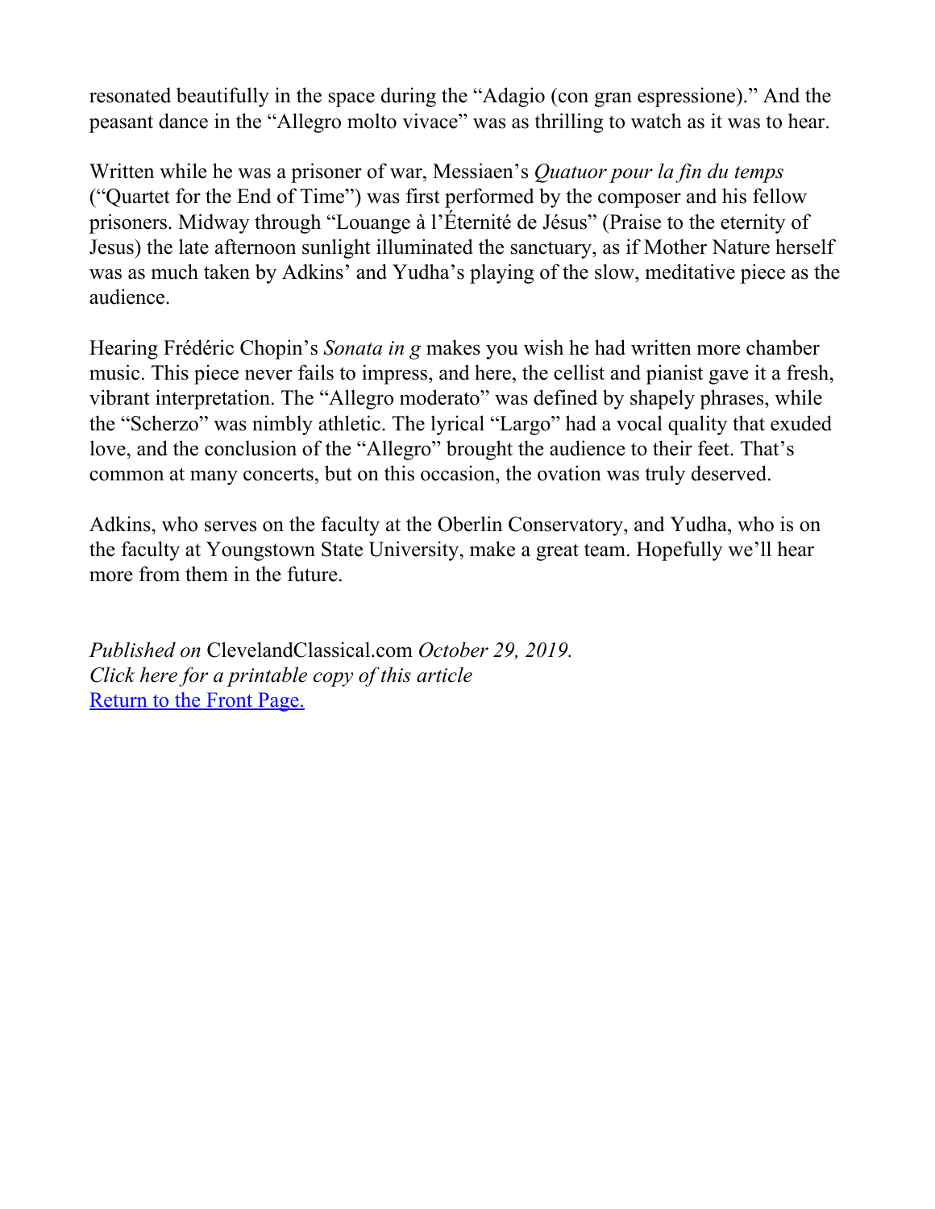resonated beautifully in the space during the "Adagio (con gran espressione)." And the peasant dance in the "Allegro molto vivace" was as thrilling to watch as it was to hear.

Written while he was a prisoner of war, Messiaen's *Quatuor pour la fin du temps* ("Quartet for the End of Time") was first performed by the composer and his fellow prisoners. Midway through "Louange à l'Éternité de Jésus" (Praise to the eternity of Jesus) the late afternoon sunlight illuminated the sanctuary, as if Mother Nature herself was as much taken by Adkins' and Yudha's playing of the slow, meditative piece as the audience.

Hearing Frédéric Chopin's *Sonata in g* makes you wish he had written more chamber music. This piece never fails to impress, and here, the cellist and pianist gave it a fresh, vibrant interpretation. The "Allegro moderato" was defined by shapely phrases, while the "Scherzo" was nimbly athletic. The lyrical "Largo" had a vocal quality that exuded love, and the conclusion of the "Allegro" brought the audience to their feet. That's common at many concerts, but on this occasion, the ovation was truly deserved.

Adkins, who serves on the faculty at the Oberlin Conservatory, and Yudha, who is on the faculty at Youngstown State University, make a great team. Hopefully we'll hear more from them in the future.

*Published on* ClevelandClassical.com *October 29, 2019.*
*Click here for a printable copy of this article*
Return to the Front Page.